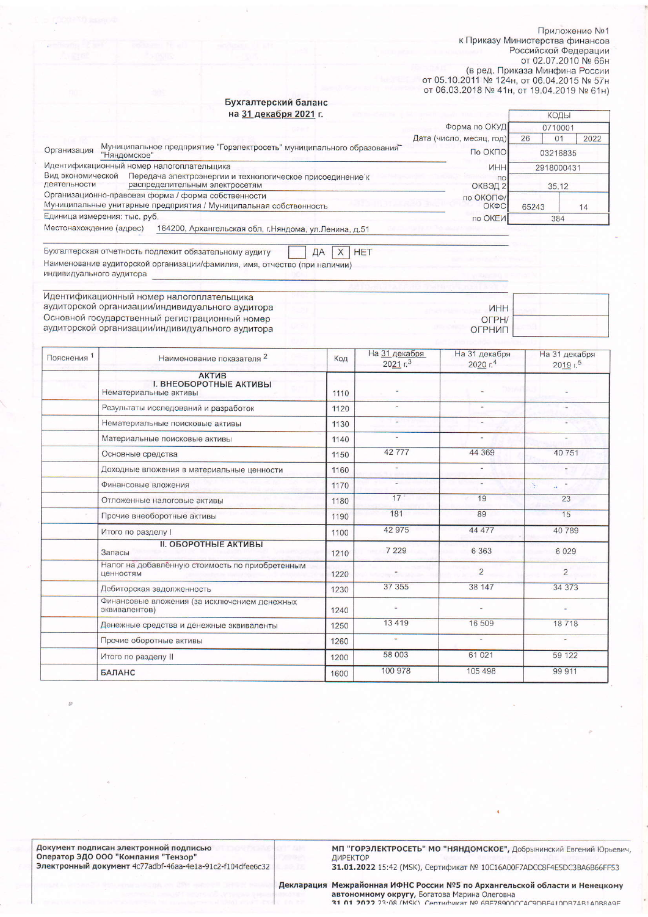Приложение №1
к Приказу Министерства финансов
Российской Федерации
от 02.07.2010 № 66н
(в ред. Приказа Минфина России
от 05.10.2011 № 124н, от 06.04.2015 № 57н
от 06.03.2018 № 41н, от 19.04.2019 № 61н)

## Бухгалтерский баланс
## на 31 декабря 2021 г.

| | | КОДЫ | | |
|---|---|---|---|---|
| | Форма по ОКУД | 0710001 | | |
| | Дата (число, месяц, год) | 26 | 01 | 2022 |
| Организация: Муниципальное предприятие "Горэлектросеть" муниципального образования "Няндомское" | По ОКПО | 03216835 | | |
| Идентификационный номер налогоплательщика | ИНН | 2918000431 | | |
| Вид экономической деятельности: Передача электроэнергии и технологическое присоединение к распределительным электросетям | по ОКВЭД 2 | 35.12 | | |
| Организационно-правовая форма / форма собственности: Муниципальные унитарные предприятия / Муниципальная собственность | по ОКОПФ/ОКФС | 65243 | 14 | |
| Единица измерения: тыс. руб. | по ОКЕИ | 384 | | |

Местонахождение (адрес): 164200, Архангельская обл, г.Няндома, ул.Ленина, д.51

Бухгалтерская отчетность подлежит обязательному аудиту ☐ ДА ☒ НЕТ

Наименование аудиторской организации/фамилия, имя, отчество (при наличии) индивидуального аудитора

Идентификационный номер налогоплательщика аудиторской организации/индивидуального аудитора — ИНН

Основной государственный регистрационный номер аудиторской организации/индивидуального аудитора — ОГРН/ОГРНИП

| Пояснения [1] | Наименование показателя [2] | Код | На 31 декабря 2021 г.[3] | На 31 декабря 2020 г.[4] | На 31 декабря 2019 г.[5] |
|---|---|---|---|---|---|
| | **АКТИВ** | | | | |
| | **I. ВНЕОБОРОТНЫЕ АКТИВЫ** | | | | |
| | Нематериальные активы | 1110 | - | - | - |
| | Результаты исследований и разработок | 1120 | - | - | - |
| | Нематериальные поисковые активы | 1130 | - | - | - |
| | Материальные поисковые активы | 1140 | - | - | - |
| | Основные средства | 1150 | 42 777 | 44 369 | 40 751 |
| | Доходные вложения в материальные ценности | 1160 | - | - | - |
| | Финансовые вложения | 1170 | - | - | - |
| | Отложенные налоговые активы | 1180 | 17 | 19 | 23 |
| | Прочие внеоборотные активы | 1190 | 181 | 89 | 15 |
| | Итого по разделу I | 1100 | 42 975 | 44 477 | 40 789 |
| | **II. ОБОРОТНЫЕ АКТИВЫ** | | | | |
| | Запасы | 1210 | 7 229 | 6 363 | 6 029 |
| | Налог на добавлённую стоимость по приобретенным ценностям | 1220 | - | 2 | 2 |
| | Дебиторская задолженность | 1230 | 37 355 | 38 147 | 34 373 |
| | Финансовые вложения (за исключением денежных эквивалентов) | 1240 | - | - | - |
| | Денежные средства и денежные эквиваленты | 1250 | 13 419 | 16 509 | 18 718 |
| | Прочие оборотные активы | 1260 | - | - | - |
| | Итого по разделу II | 1200 | 58 003 | 61 021 | 59 122 |
| | **БАЛАНС** | 1600 | 100 978 | 105 498 | 99 911 |

**Документ подписан электронной подписью**
**Оператор ЭДО ООО "Компания "Тензор"**
**Электронный документ** 4c77adbf-46aa-4e1a-91c2-f104dfee6c32

**МП "ГОРЭЛЕКТРОСЕТЬ" МО "НЯНДОМСКОЕ"**, Добрынинский Евгений Юрьевич, ДИРЕКТОР
**31.01.2022** 15:42 (MSK), Сертификат № 10C16A00F7ADCC8F4E5DC3BA6B66FF53

**Декларация** **Межрайонная ИФНС России №5 по Архангельской области и Ненецкому автономному округу,** Богатова Марина Олеговна
**31.01.2022** 23:08 (MSK), Сертификат № 6BE78900CCAC9DBE410DB7AB1A08A9E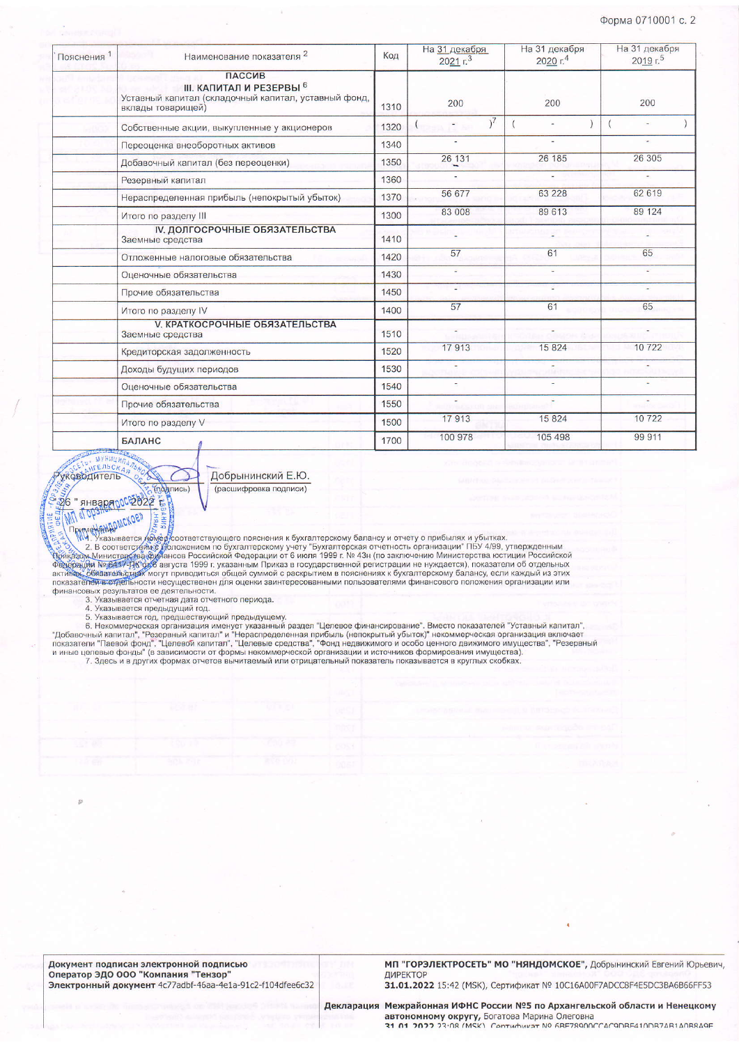Форма 0710001 с. 2

| Пояснения [1] | Наименование показателя [2] | Код | На 31 декабря 2021 г.[3] | На 31 декабря 2020 г.[4] | На 31 декабря 2019 г.[5] |
|---|---|---|---|---|---|
| | **ПАССИВ** **III. КАПИТАЛ И РЕЗЕРВЫ** [6] Уставный капитал (складочный капитал, уставный фонд, вклады товарищей) | 1310 | 200 | 200 | 200 |
| | Собственные акции, выкупленные у акционеров | 1320 | ( - )[7] | ( - ) | ( - ) |
| | Переоценка внеоборотных активов | 1340 | - | - | - |
| | Добавочный капитал (без переоценки) | 1350 | 26 131 | 26 185 | 26 305 |
| | Резервный капитал | 1360 | - | - | - |
| | Нераспределенная прибыль (непокрытый убыток) | 1370 | 56 677 | 63 228 | 62 619 |
| | Итого по разделу III | 1300 | 83 008 | 89 613 | 89 124 |
| | **IV. ДОЛГОСРОЧНЫЕ ОБЯЗАТЕЛЬСТВА** Заемные средства | 1410 | - | - | - |
| | Отложенные налоговые обязательства | 1420 | 57 | 61 | 65 |
| | Оценочные обязательства | 1430 | - | - | - |
| | Прочие обязательства | 1450 | - | - | - |
| | Итого по разделу IV | 1400 | 57 | 61 | 65 |
| | **V. КРАТКОСРОЧНЫЕ ОБЯЗАТЕЛЬСТВА** Заемные средства | 1510 | - | - | - |
| | Кредиторская задолженность | 1520 | 17 913 | 15 824 | 10 722 |
| | Доходы будущих периодов | 1530 | - | - | - |
| | Оценочные обязательства | 1540 | - | - | - |
| | Прочие обязательства | 1550 | - | - | - |
| | Итого по разделу V | 1500 | 17 913 | 15 824 | 10 722 |
| | **БАЛАНС** | 1700 | 100 978 | 105 498 | 99 911 |

Руководитель _________ (подпись) Добрынинский Е.Ю. (расшифровка подписи)

"26" января 2022 г.

Примечания

1. Указывается номер соответствующего пояснения к бухгалтерскому балансу и отчету о прибылях и убытках.
2. В соответствии с Положением по бухгалтерскому учету "Бухгалтерская отчетность организации" ПБУ 4/99, утвержденным Приказом Министерства финансов Российской Федерации от 6 июля 1999 г. № 43н (по заключению Министерства юстиции Российской Федерации № 6417-ПК от 6 августа 1999 г. указанным Приказ в государственной регистрации не нуждается), показатели об отдельных активах, обязательствах могут приводиться общей суммой с раскрытием в пояснениях к бухгалтерскому балансу, если каждый из этих показателей в отдельности несущественен для оценки заинтересованными пользователями финансового положения организации или финансовых результатов ее деятельности.
3. Указывается отчетная дата отчетного периода.
4. Указывается предыдущий год.
5. Указывается год, предшествующий предыдущему.
6. Некоммерческая организация именует указанный раздел "Целевое финансирование". Вместо показателей "Уставный капитал", "Добавочный капитал", "Резервный капитал" и "Нераспределенная прибыль (непокрытый убыток)" некоммерческая организация включает показатели "Паевой фонд", "Целевой капитал", "Целевые средства", "Фонд недвижимого и особо ценного движимого имущества", "Резервный и иные целевые фонды" (в зависимости от формы некоммерческой организации и источников формирования имущества).
7. Здесь и в других формах отчетов вычитаемый или отрицательный показатель показывается в круглых скобках.

Документ подписан электронной подписью
Оператор ЭДО ООО "Компания "Тензор"
Электронный документ 4c77adbf-46aa-4e1a-91c2-f104dfee6c32

МП "ГОРЭЛЕКТРОСЕТЬ" МО "НЯНДОМСКОЕ", Добрынинский Евгений Юрьевич, ДИРЕКТОР
31.01.2022 15:42 (MSK), Сертификат № 10C16A00F7ADCC8F4E5DC3BA6B66FF53

Декларация: Межрайонная ИФНС России №5 по Архангельской области и Ненецкому автономному округу, Богатова Марина Олеговна
31.01.2022 23:08 (MSK), Сертификат № 6BE78900CCAC9DBE410DB7AB1A0B8A9E